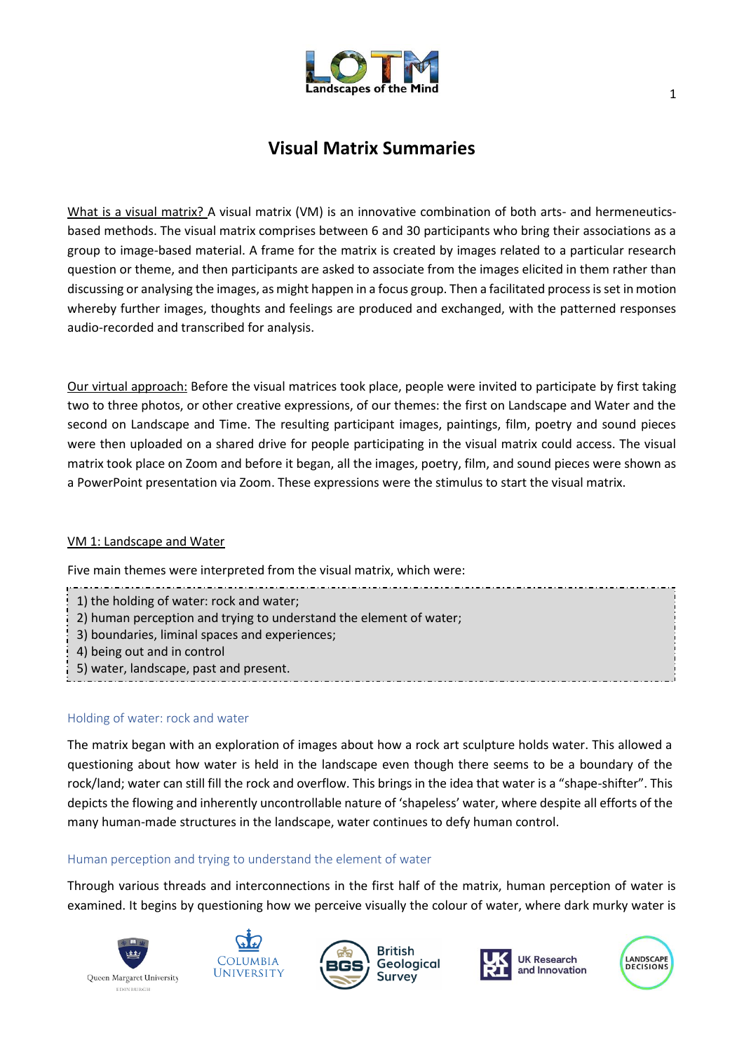# Visual Matrix Summaries

What is a visual matrix? A visual matrix (VM) is an innovative combination of both arts- and hermeneutics-based methods. The visual matrix comprises between 6 and 30 participants who bring their associations as a group to image-based material. A frame for the matrix is created by images related to a particular research question or theme, and then participants are asked to associate from the images elicited in them rather than discussing or analysing the images, as might happen in a focus group. Then a facilitated process is set in motion whereby further images, thoughts and feelings are produced and exchanged, with the patterned responses audio-recorded and transcribed for analysis.

Our virtual approach: Before the visual matrices took place, people were invited to participate by first taking two to three photos, or other creative expressions, of our themes: the first on Landscape and Water and the second on Landscape and Time. The resulting participant images, paintings, film, poetry and sound pieces were then uploaded on a shared drive for people participating in the visual matrix could access. The visual matrix took place on Zoom and before it began, all the images, poetry, film, and sound pieces were shown as a PowerPoint presentation via Zoom. These expressions were the stimulus to start the visual matrix.

## VM 1: Landscape and Water

Five main themes were interpreted from the visual matrix, which were:

1) the holding of water: rock and water;
2) human perception and trying to understand the element of water;
3) boundaries, liminal spaces and experiences;
4) being out and in control
5) water, landscape, past and present.

### Holding of water: rock and water

The matrix began with an exploration of images about how a rock art sculpture holds water. This allowed a questioning about how water is held in the landscape even though there seems to be a boundary of the rock/land; water can still fill the rock and overflow. This brings in the idea that water is a "shape-shifter". This depicts the flowing and inherently uncontrollable nature of 'shapeless' water, where despite all efforts of the many human-made structures in the landscape, water continues to defy human control.

### Human perception and trying to understand the element of water

Through various threads and interconnections in the first half of the matrix, human perception of water is examined. It begins by questioning how we perceive visually the colour of water, where dark murky water is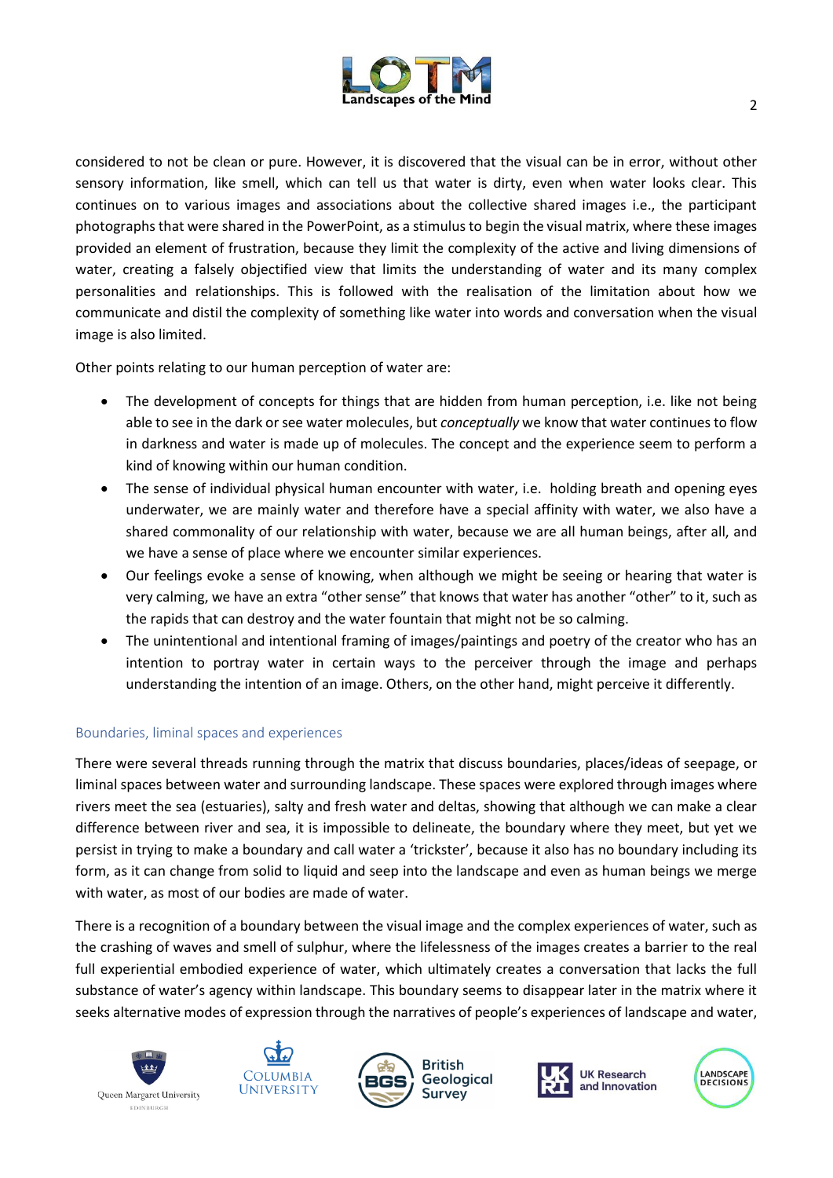considered to not be clean or pure. However, it is discovered that the visual can be in error, without other sensory information, like smell, which can tell us that water is dirty, even when water looks clear. This continues on to various images and associations about the collective shared images i.e., the participant photographs that were shared in the PowerPoint, as a stimulus to begin the visual matrix, where these images provided an element of frustration, because they limit the complexity of the active and living dimensions of water, creating a falsely objectified view that limits the understanding of water and its many complex personalities and relationships. This is followed with the realisation of the limitation about how we communicate and distil the complexity of something like water into words and conversation when the visual image is also limited.

Other points relating to our human perception of water are:

- The development of concepts for things that are hidden from human perception, i.e. like not being able to see in the dark or see water molecules, but *conceptually* we know that water continues to flow in darkness and water is made up of molecules. The concept and the experience seem to perform a kind of knowing within our human condition.
- The sense of individual physical human encounter with water, i.e. holding breath and opening eyes underwater, we are mainly water and therefore have a special affinity with water, we also have a shared commonality of our relationship with water, because we are all human beings, after all, and we have a sense of place where we encounter similar experiences.
- Our feelings evoke a sense of knowing, when although we might be seeing or hearing that water is very calming, we have an extra "other sense" that knows that water has another "other" to it, such as the rapids that can destroy and the water fountain that might not be so calming.
- The unintentional and intentional framing of images/paintings and poetry of the creator who has an intention to portray water in certain ways to the perceiver through the image and perhaps understanding the intention of an image. Others, on the other hand, might perceive it differently.

### Boundaries, liminal spaces and experiences

There were several threads running through the matrix that discuss boundaries, places/ideas of seepage, or liminal spaces between water and surrounding landscape. These spaces were explored through images where rivers meet the sea (estuaries), salty and fresh water and deltas, showing that although we can make a clear difference between river and sea, it is impossible to delineate, the boundary where they meet, but yet we persist in trying to make a boundary and call water a 'trickster', because it also has no boundary including its form, as it can change from solid to liquid and seep into the landscape and even as human beings we merge with water, as most of our bodies are made of water.

There is a recognition of a boundary between the visual image and the complex experiences of water, such as the crashing of waves and smell of sulphur, where the lifelessness of the images creates a barrier to the real full experiential embodied experience of water, which ultimately creates a conversation that lacks the full substance of water's agency within landscape. This boundary seems to disappear later in the matrix where it seeks alternative modes of expression through the narratives of people's experiences of landscape and water,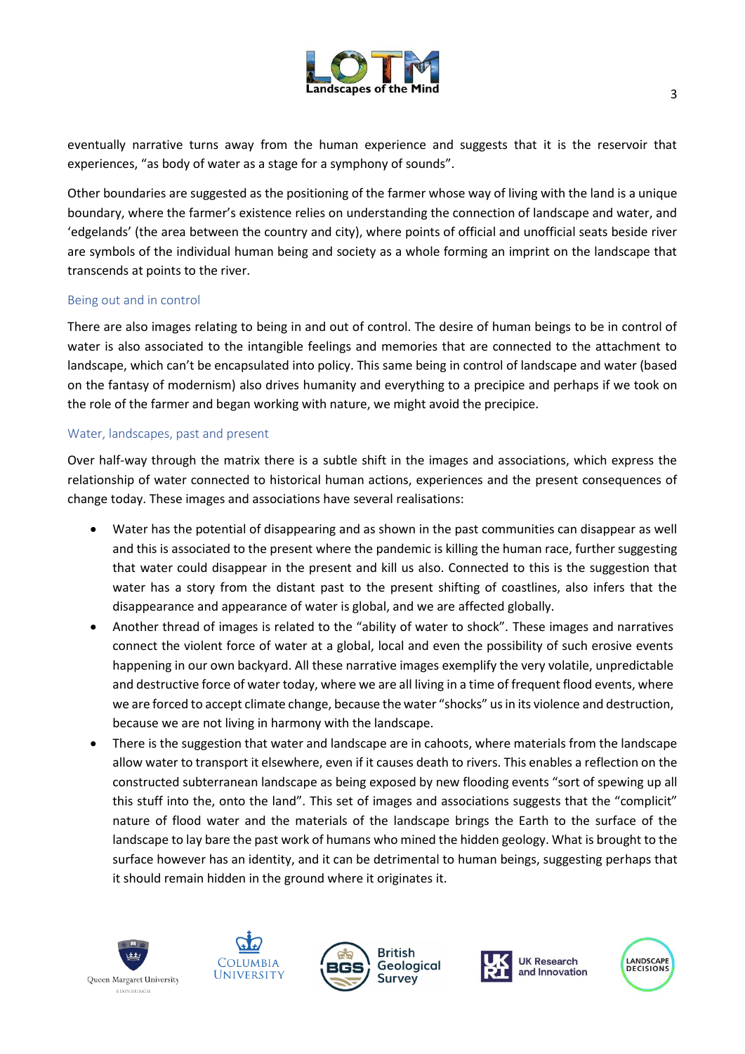eventually narrative turns away from the human experience and suggests that it is the reservoir that experiences, "as body of water as a stage for a symphony of sounds".

Other boundaries are suggested as the positioning of the farmer whose way of living with the land is a unique boundary, where the farmer's existence relies on understanding the connection of landscape and water, and 'edgelands' (the area between the country and city), where points of official and unofficial seats beside river are symbols of the individual human being and society as a whole forming an imprint on the landscape that transcends at points to the river.

### Being out and in control

There are also images relating to being in and out of control. The desire of human beings to be in control of water is also associated to the intangible feelings and memories that are connected to the attachment to landscape, which can't be encapsulated into policy. This same being in control of landscape and water (based on the fantasy of modernism) also drives humanity and everything to a precipice and perhaps if we took on the role of the farmer and began working with nature, we might avoid the precipice.

### Water, landscapes, past and present

Over half-way through the matrix there is a subtle shift in the images and associations, which express the relationship of water connected to historical human actions, experiences and the present consequences of change today. These images and associations have several realisations:

- Water has the potential of disappearing and as shown in the past communities can disappear as well and this is associated to the present where the pandemic is killing the human race, further suggesting that water could disappear in the present and kill us also. Connected to this is the suggestion that water has a story from the distant past to the present shifting of coastlines, also infers that the disappearance and appearance of water is global, and we are affected globally.
- Another thread of images is related to the "ability of water to shock". These images and narratives connect the violent force of water at a global, local and even the possibility of such erosive events happening in our own backyard. All these narrative images exemplify the very volatile, unpredictable and destructive force of water today, where we are all living in a time of frequent flood events, where we are forced to accept climate change, because the water "shocks" us in its violence and destruction, because we are not living in harmony with the landscape.
- There is the suggestion that water and landscape are in cahoots, where materials from the landscape allow water to transport it elsewhere, even if it causes death to rivers. This enables a reflection on the constructed subterranean landscape as being exposed by new flooding events "sort of spewing up all this stuff into the, onto the land". This set of images and associations suggests that the "complicit" nature of flood water and the materials of the landscape brings the Earth to the surface of the landscape to lay bare the past work of humans who mined the hidden geology. What is brought to the surface however has an identity, and it can be detrimental to human beings, suggesting perhaps that it should remain hidden in the ground where it originates it.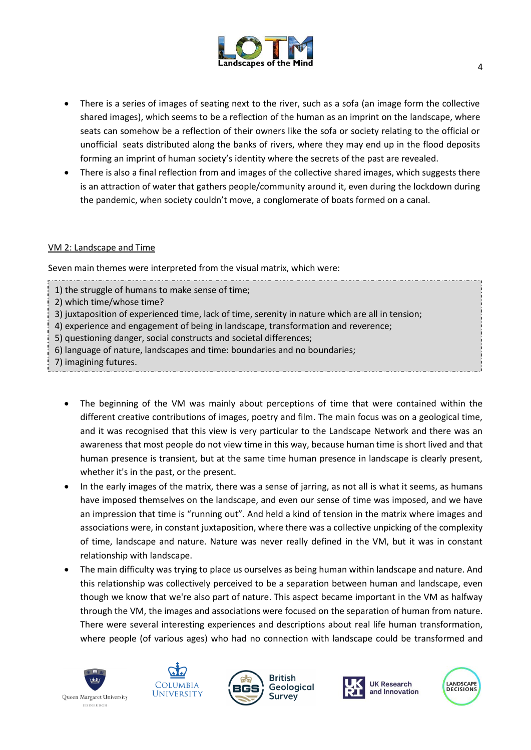- There is a series of images of seating next to the river, such as a sofa (an image form the collective shared images), which seems to be a reflection of the human as an imprint on the landscape, where seats can somehow be a reflection of their owners like the sofa or society relating to the official or unofficial seats distributed along the banks of rivers, where they may end up in the flood deposits forming an imprint of human society's identity where the secrets of the past are revealed.
- There is also a final reflection from and images of the collective shared images, which suggests there is an attraction of water that gathers people/community around it, even during the lockdown during the pandemic, when society couldn't move, a conglomerate of boats formed on a canal.

<u>VM 2: Landscape and Time</u>

Seven main themes were interpreted from the visual matrix, which were:

1) the struggle of humans to make sense of time;
2) which time/whose time?
3) juxtaposition of experienced time, lack of time, serenity in nature which are all in tension;
4) experience and engagement of being in landscape, transformation and reverence;
5) questioning danger, social constructs and societal differences;
6) language of nature, landscapes and time: boundaries and no boundaries;
7) imagining futures.

- The beginning of the VM was mainly about perceptions of time that were contained within the different creative contributions of images, poetry and film. The main focus was on a geological time, and it was recognised that this view is very particular to the Landscape Network and there was an awareness that most people do not view time in this way, because human time is short lived and that human presence is transient, but at the same time human presence in landscape is clearly present, whether it's in the past, or the present.
- In the early images of the matrix, there was a sense of jarring, as not all is what it seems, as humans have imposed themselves on the landscape, and even our sense of time was imposed, and we have an impression that time is "running out". And held a kind of tension in the matrix where images and associations were, in constant juxtaposition, where there was a collective unpicking of the complexity of time, landscape and nature. Nature was never really defined in the VM, but it was in constant relationship with landscape.
- The main difficulty was trying to place us ourselves as being human within landscape and nature. And this relationship was collectively perceived to be a separation between human and landscape, even though we know that we're also part of nature. This aspect became important in the VM as halfway through the VM, the images and associations were focused on the separation of human from nature. There were several interesting experiences and descriptions about real life human transformation, where people (of various ages) who had no connection with landscape could be transformed and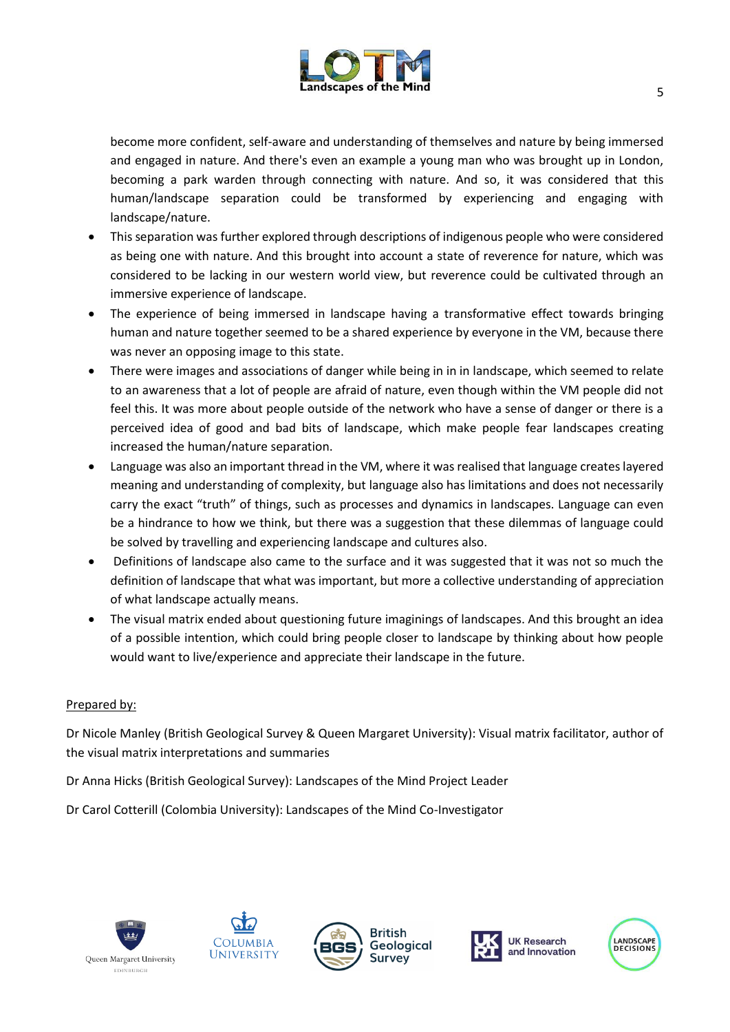become more confident, self-aware and understanding of themselves and nature by being immersed and engaged in nature. And there's even an example a young man who was brought up in London, becoming a park warden through connecting with nature. And so, it was considered that this human/landscape separation could be transformed by experiencing and engaging with landscape/nature.

- This separation was further explored through descriptions of indigenous people who were considered as being one with nature. And this brought into account a state of reverence for nature, which was considered to be lacking in our western world view, but reverence could be cultivated through an immersive experience of landscape.
- The experience of being immersed in landscape having a transformative effect towards bringing human and nature together seemed to be a shared experience by everyone in the VM, because there was never an opposing image to this state.
- There were images and associations of danger while being in in landscape, which seemed to relate to an awareness that a lot of people are afraid of nature, even though within the VM people did not feel this. It was more about people outside of the network who have a sense of danger or there is a perceived idea of good and bad bits of landscape, which make people fear landscapes creating increased the human/nature separation.
- Language was also an important thread in the VM, where it was realised that language creates layered meaning and understanding of complexity, but language also has limitations and does not necessarily carry the exact "truth" of things, such as processes and dynamics in landscapes. Language can even be a hindrance to how we think, but there was a suggestion that these dilemmas of language could be solved by travelling and experiencing landscape and cultures also.
- Definitions of landscape also came to the surface and it was suggested that it was not so much the definition of landscape that what was important, but more a collective understanding of appreciation of what landscape actually means.
- The visual matrix ended about questioning future imaginings of landscapes. And this brought an idea of a possible intention, which could bring people closer to landscape by thinking about how people would want to live/experience and appreciate their landscape in the future.

Prepared by:

Dr Nicole Manley (British Geological Survey & Queen Margaret University): Visual matrix facilitator, author of the visual matrix interpretations and summaries

Dr Anna Hicks (British Geological Survey): Landscapes of the Mind Project Leader

Dr Carol Cotterill (Colombia University): Landscapes of the Mind Co-Investigator